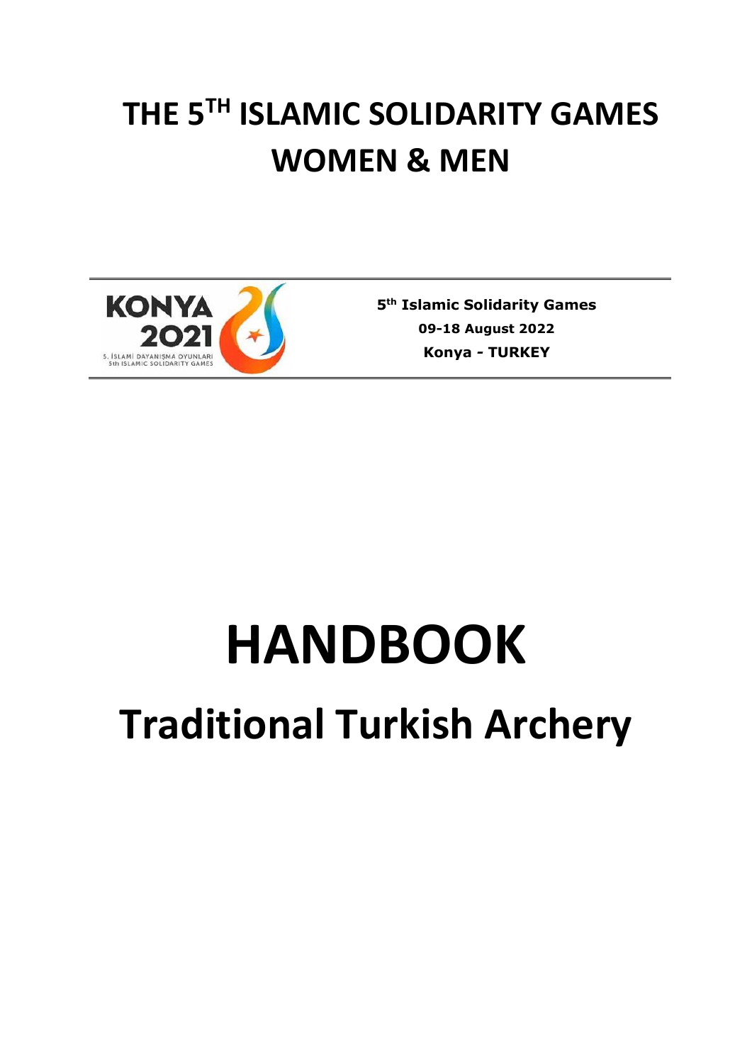# THE 5TH ISLAMIC SOLIDARITY GAMES WOMEN & MEN

KONYA 2021
5. İSLAMİ DAYANIŞMA OYUNLARI
5th ISLAMIC SOLIDARITY GAMES

**5th Islamic Solidarity Games**
**09-18 August 2022**
**Konya - TURKEY**

# HANDBOOK

## Traditional Turkish Archery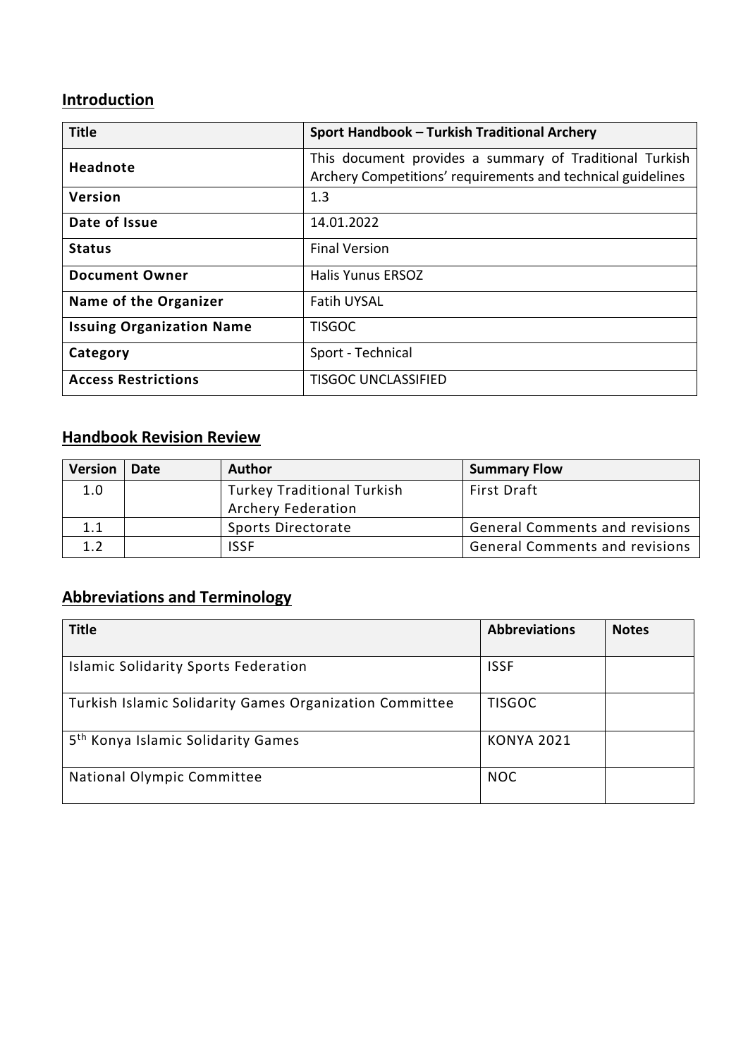## Introduction

| Title | Sport Handbook – Turkish Traditional Archery |
|---|---|
| Headnote | This document provides a summary of Traditional Turkish Archery Competitions' requirements and technical guidelines |
| Version | 1.3 |
| Date of Issue | 14.01.2022 |
| Status | Final Version |
| Document Owner | Halis Yunus ERSOZ |
| Name of the Organizer | Fatih UYSAL |
| Issuing Organization Name | TISGOC |
| Category | Sport - Technical |
| Access Restrictions | TISGOC UNCLASSIFIED |

## Handbook Revision Review

| Version | Date | Author | Summary Flow |
|---|---|---|---|
| 1.0 | | Turkey Traditional Turkish Archery Federation | First Draft |
| 1.1 | | Sports Directorate | General Comments and revisions |
| 1.2 | | ISSF | General Comments and revisions |

## Abbreviations and Terminology

| Title | Abbreviations | Notes |
|---|---|---|
| Islamic Solidarity Sports Federation | ISSF | |
| Turkish Islamic Solidarity Games Organization Committee | TISGOC | |
| 5th Konya Islamic Solidarity Games | KONYA 2021 | |
| National Olympic Committee | NOC | |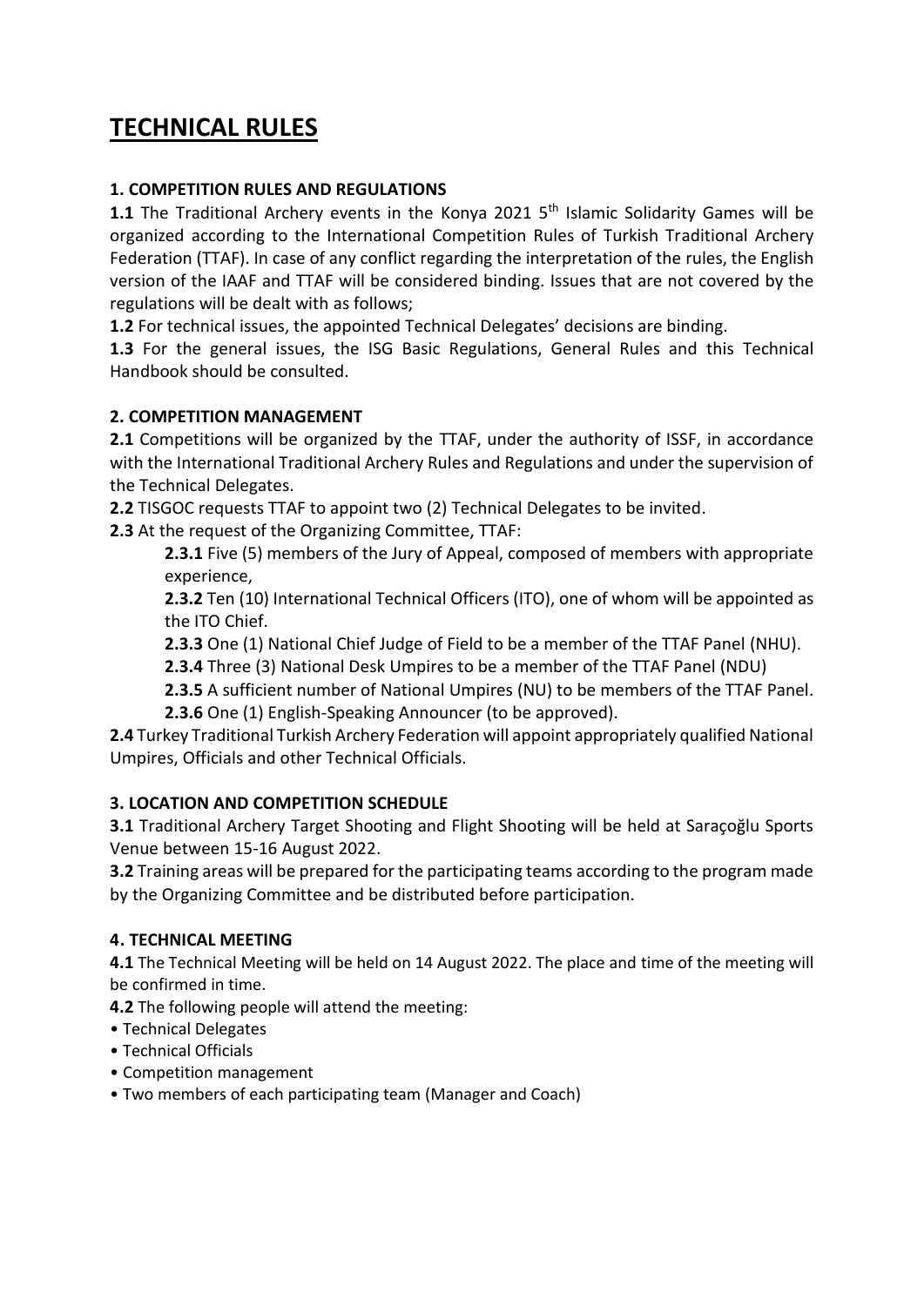# TECHNICAL RULES

### 1. COMPETITION RULES AND REGULATIONS

**1.1** The Traditional Archery events in the Konya 2021 5th Islamic Solidarity Games will be organized according to the International Competition Rules of Turkish Traditional Archery Federation (TTAF). In case of any conflict regarding the interpretation of the rules, the English version of the IAAF and TTAF will be considered binding. Issues that are not covered by the regulations will be dealt with as follows;

**1.2** For technical issues, the appointed Technical Delegates' decisions are binding.

**1.3** For the general issues, the ISG Basic Regulations, General Rules and this Technical Handbook should be consulted.

### 2. COMPETITION MANAGEMENT

**2.1** Competitions will be organized by the TTAF, under the authority of ISSF, in accordance with the International Traditional Archery Rules and Regulations and under the supervision of the Technical Delegates.

**2.2** TISGOC requests TTAF to appoint two (2) Technical Delegates to be invited.

**2.3** At the request of the Organizing Committee, TTAF:

> **2.3.1** Five (5) members of the Jury of Appeal, composed of members with appropriate experience,
>
> **2.3.2** Ten (10) International Technical Officers (ITO), one of whom will be appointed as the ITO Chief.
>
> **2.3.3** One (1) National Chief Judge of Field to be a member of the TTAF Panel (NHU).
>
> **2.3.4** Three (3) National Desk Umpires to be a member of the TTAF Panel (NDU)
>
> **2.3.5** A sufficient number of National Umpires (NU) to be members of the TTAF Panel.
>
> **2.3.6** One (1) English-Speaking Announcer (to be approved).

**2.4** Turkey Traditional Turkish Archery Federation will appoint appropriately qualified National Umpires, Officials and other Technical Officials.

### 3. LOCATION AND COMPETITION SCHEDULE

**3.1** Traditional Archery Target Shooting and Flight Shooting will be held at Saraçoğlu Sports Venue between 15-16 August 2022.

**3.2** Training areas will be prepared for the participating teams according to the program made by the Organizing Committee and be distributed before participation.

### 4. TECHNICAL MEETING

**4.1** The Technical Meeting will be held on 14 August 2022. The place and time of the meeting will be confirmed in time.

**4.2** The following people will attend the meeting:

- Technical Delegates
- Technical Officials
- Competition management
- Two members of each participating team (Manager and Coach)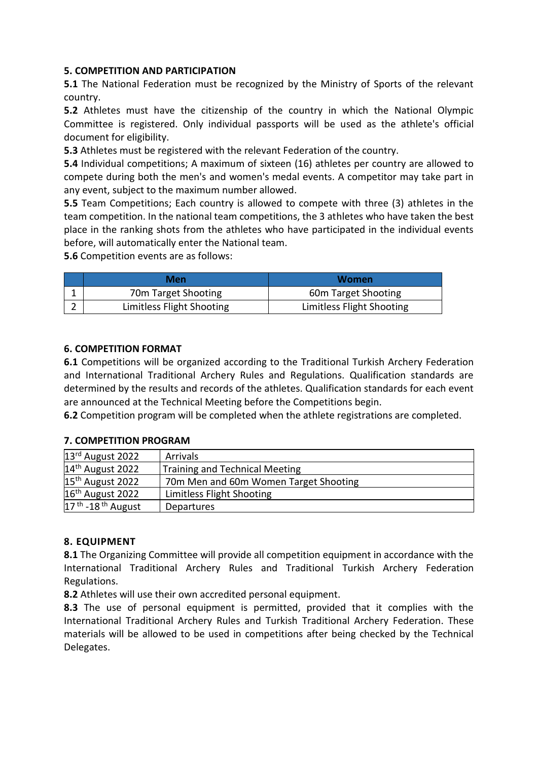**5. COMPETITION AND PARTICIPATION**

**5.1** The National Federation must be recognized by the Ministry of Sports of the relevant country.

**5.2** Athletes must have the citizenship of the country in which the National Olympic Committee is registered. Only individual passports will be used as the athlete's official document for eligibility.

**5.3** Athletes must be registered with the relevant Federation of the country.

**5.4** Individual competitions; A maximum of sixteen (16) athletes per country are allowed to compete during both the men's and women's medal events. A competitor may take part in any event, subject to the maximum number allowed.

**5.5** Team Competitions; Each country is allowed to compete with three (3) athletes in the team competition. In the national team competitions, the 3 athletes who have taken the best place in the ranking shots from the athletes who have participated in the individual events before, will automatically enter the National team.

**5.6** Competition events are as follows:

| | Men | Women |
|---|---|---|
| 1 | 70m Target Shooting | 60m Target Shooting |
| 2 | Limitless Flight Shooting | Limitless Flight Shooting |

**6. COMPETITION FORMAT**

**6.1** Competitions will be organized according to the Traditional Turkish Archery Federation and International Traditional Archery Rules and Regulations. Qualification standards are determined by the results and records of the athletes. Qualification standards for each event are announced at the Technical Meeting before the Competitions begin.

**6.2** Competition program will be completed when the athlete registrations are completed.

**7. COMPETITION PROGRAM**

| | |
|---|---|
| 13rd August 2022 | Arrivals |
| 14th August 2022 | Training and Technical Meeting |
| 15th August 2022 | 70m Men and 60m Women Target Shooting |
| 16th August 2022 | Limitless Flight Shooting |
| 17th -18th August | Departures |

**8. EQUIPMENT**

**8.1** The Organizing Committee will provide all competition equipment in accordance with the International Traditional Archery Rules and Traditional Turkish Archery Federation Regulations.

**8.2** Athletes will use their own accredited personal equipment.

**8.3** The use of personal equipment is permitted, provided that it complies with the International Traditional Archery Rules and Turkish Traditional Archery Federation. These materials will be allowed to be used in competitions after being checked by the Technical Delegates.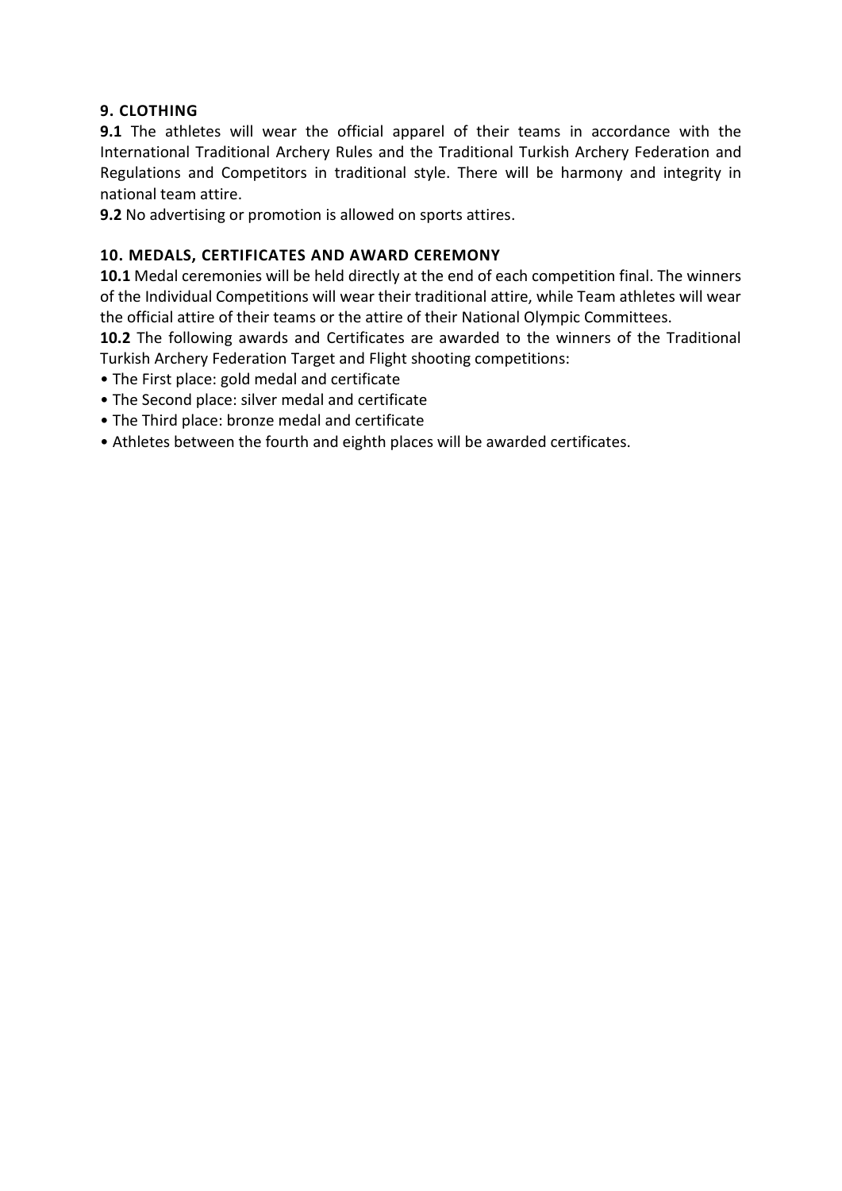## 9. CLOTHING

**9.1** The athletes will wear the official apparel of their teams in accordance with the International Traditional Archery Rules and the Traditional Turkish Archery Federation and Regulations and Competitors in traditional style. There will be harmony and integrity in national team attire.

**9.2** No advertising or promotion is allowed on sports attires.

## 10. MEDALS, CERTIFICATES AND AWARD CEREMONY

**10.1** Medal ceremonies will be held directly at the end of each competition final. The winners of the Individual Competitions will wear their traditional attire, while Team athletes will wear the official attire of their teams or the attire of their National Olympic Committees.

**10.2** The following awards and Certificates are awarded to the winners of the Traditional Turkish Archery Federation Target and Flight shooting competitions:

- The First place: gold medal and certificate
- The Second place: silver medal and certificate
- The Third place: bronze medal and certificate
- Athletes between the fourth and eighth places will be awarded certificates.